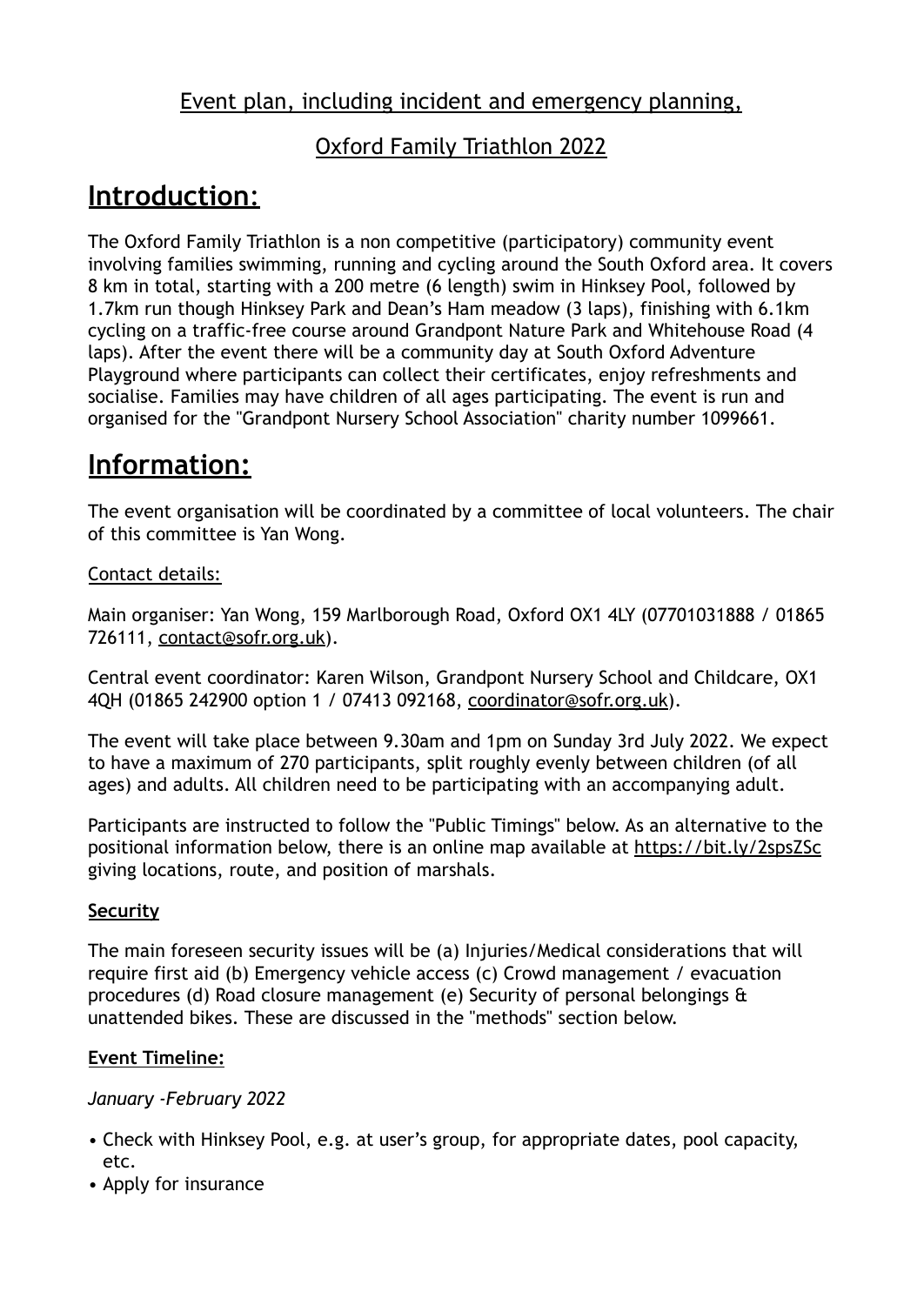<u>Event plan, including incident and emergency planning,</u>

<u>Oxford Family Triathlon 2022</u>

# Introduction:

The Oxford Family Triathlon is a non competitive (participatory) community event involving families swimming, running and cycling around the South Oxford area. It covers 8 km in total, starting with a 200 metre (6 length) swim in Hinksey Pool, followed by 1.7km run though Hinksey Park and Dean's Ham meadow (3 laps), finishing with 6.1km cycling on a traffic-free course around Grandpont Nature Park and Whitehouse Road (4 laps). After the event there will be a community day at South Oxford Adventure Playground where participants can collect their certificates, enjoy refreshments and socialise. Families may have children of all ages participating. The event is run and organised for the "Grandpont Nursery School Association" charity number 1099661.

# Information:

The event organisation will be coordinated by a committee of local volunteers. The chair of this committee is Yan Wong.

<u>Contact details:</u>

Main organiser: Yan Wong, 159 Marlborough Road, Oxford OX1 4LY (07701031888 / 01865 726111, contact@sofr.org.uk).

Central event coordinator: Karen Wilson, Grandpont Nursery School and Childcare, OX1 4QH (01865 242900 option 1 / 07413 092168, coordinator@sofr.org.uk).

The event will take place between 9.30am and 1pm on Sunday 3rd July 2022. We expect to have a maximum of 270 participants, split roughly evenly between children (of all ages) and adults. All children need to be participating with an accompanying adult.

Participants are instructed to follow the "Public Timings" below. As an alternative to the positional information below, there is an online map available at https://bit.ly/2spsZSc giving locations, route, and position of marshals.

**Security**

The main foreseen security issues will be (a) Injuries/Medical considerations that will require first aid (b) Emergency vehicle access (c) Crowd management / evacuation procedures (d) Road closure management (e) Security of personal belongings & unattended bikes. These are discussed in the "methods" section below.

**Event Timeline:**

*January -February 2022*

- Check with Hinksey Pool, e.g. at user's group, for appropriate dates, pool capacity, etc.
- Apply for insurance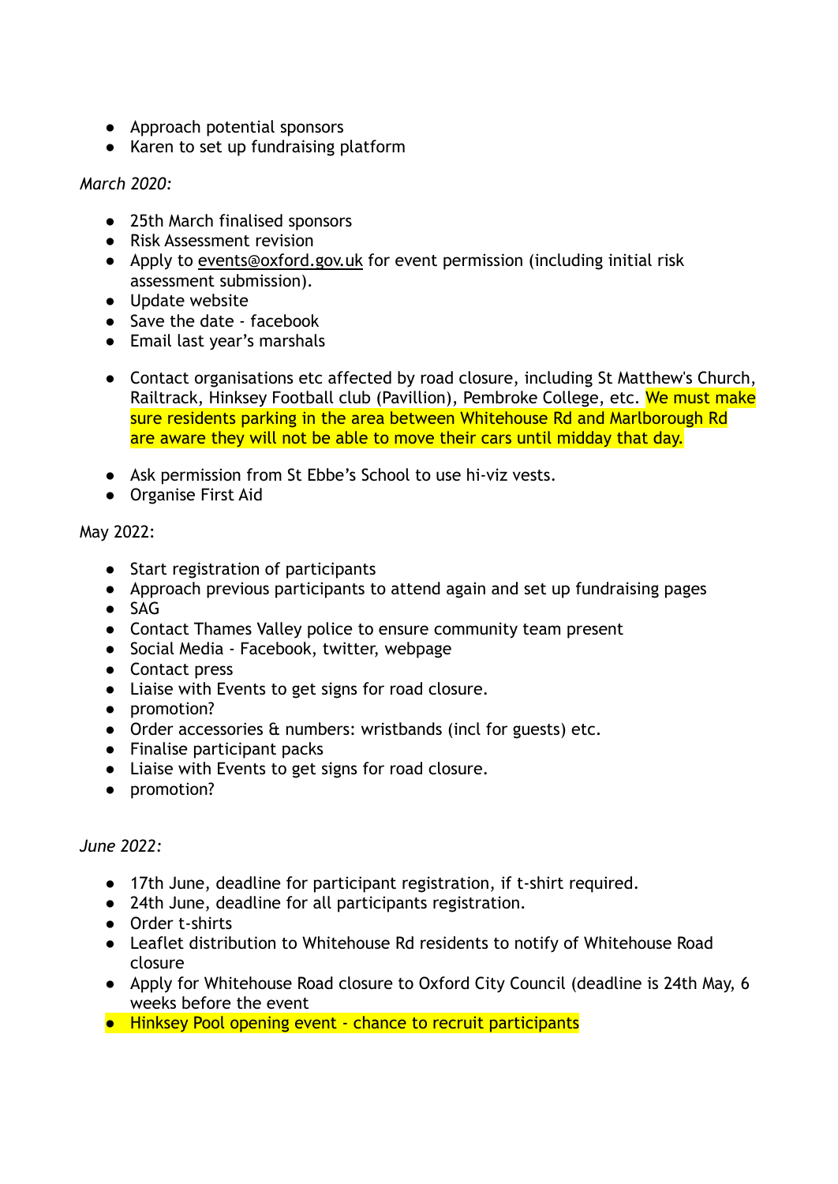- Approach potential sponsors
- Karen to set up fundraising platform

*March 2020:*

- 25th March finalised sponsors
- Risk Assessment revision
- Apply to events@oxford.gov.uk for event permission (including initial risk assessment submission).
- Update website
- Save the date - facebook
- Email last year's marshals

- Contact organisations etc affected by road closure, including St Matthew's Church, Railtrack, Hinksey Football club (Pavillion), Pembroke College, etc. We must make sure residents parking in the area between Whitehouse Rd and Marlborough Rd are aware they will not be able to move their cars until midday that day.

- Ask permission from St Ebbe's School to use hi-viz vests.
- Organise First Aid

May 2022:

- Start registration of participants
- Approach previous participants to attend again and set up fundraising pages
- SAG
- Contact Thames Valley police to ensure community team present
- Social Media - Facebook, twitter, webpage
- Contact press
- Liaise with Events to get signs for road closure.
- promotion?
- Order accessories & numbers: wristbands (incl for guests) etc.
- Finalise participant packs
- Liaise with Events to get signs for road closure.
- promotion?

*June 2022:*

- 17th June, deadline for participant registration, if t-shirt required.
- 24th June, deadline for all participants registration.
- Order t-shirts
- Leaflet distribution to Whitehouse Rd residents to notify of Whitehouse Road closure
- Apply for Whitehouse Road closure to Oxford City Council (deadline is 24th May, 6 weeks before the event
- Hinksey Pool opening event - chance to recruit participants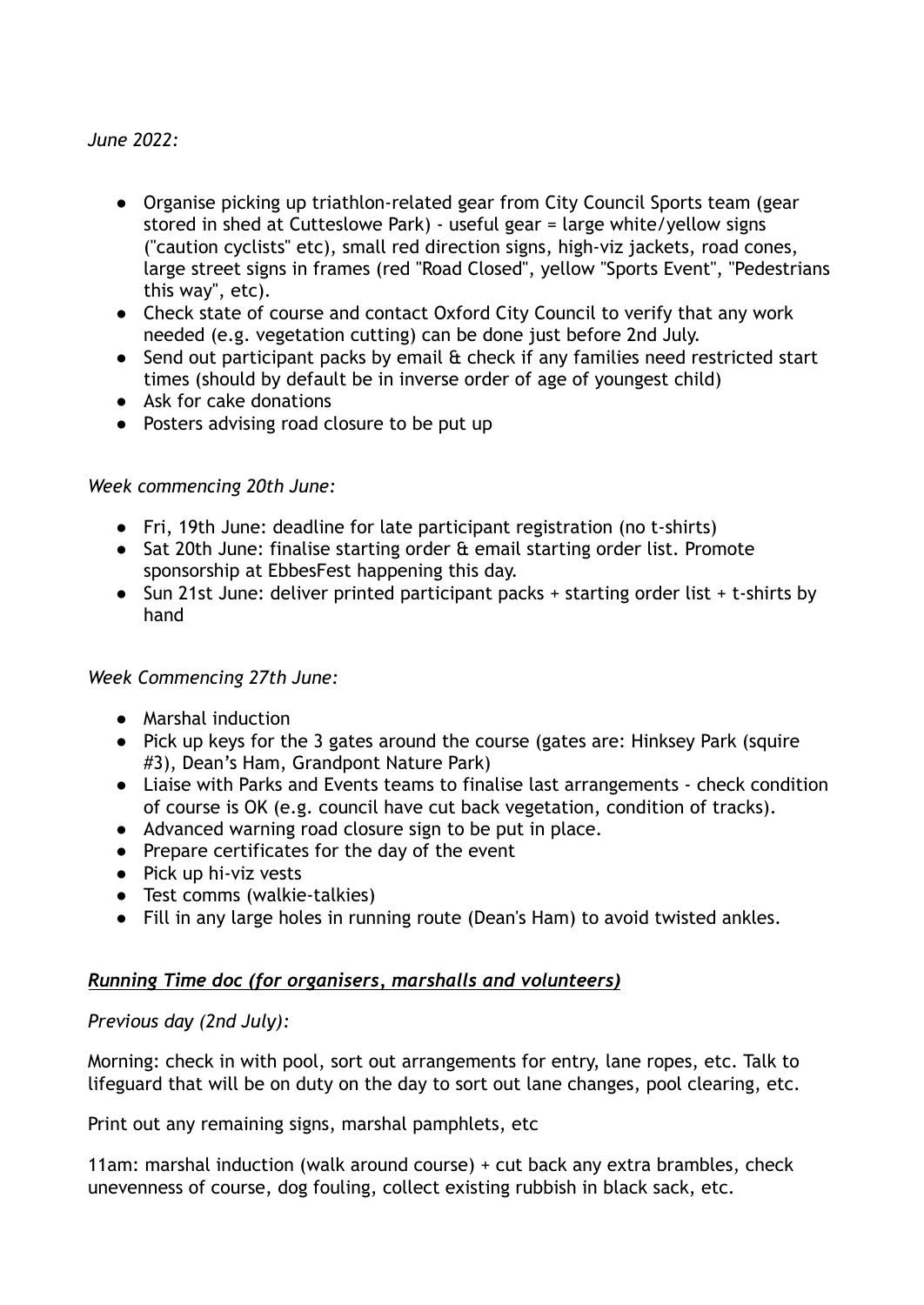*June 2022:*

- Organise picking up triathlon-related gear from City Council Sports team (gear stored in shed at Cutteslowe Park) - useful gear = large white/yellow signs ("caution cyclists" etc), small red direction signs, high-viz jackets, road cones, large street signs in frames (red "Road Closed", yellow "Sports Event", "Pedestrians this way", etc).
- Check state of course and contact Oxford City Council to verify that any work needed (e.g. vegetation cutting) can be done just before 2nd July.
- Send out participant packs by email & check if any families need restricted start times (should by default be in inverse order of age of youngest child)
- Ask for cake donations
- Posters advising road closure to be put up

*Week commencing 20th June:*

- Fri, 19th June: deadline for late participant registration (no t-shirts)
- Sat 20th June: finalise starting order & email starting order list. Promote sponsorship at EbbesFest happening this day.
- Sun 21st June: deliver printed participant packs + starting order list + t-shirts by hand

*Week Commencing 27th June:*

- Marshal induction
- Pick up keys for the 3 gates around the course (gates are: Hinksey Park (squire #3), Dean's Ham, Grandpont Nature Park)
- Liaise with Parks and Events teams to finalise last arrangements - check condition of course is OK (e.g. council have cut back vegetation, condition of tracks).
- Advanced warning road closure sign to be put in place.
- Prepare certificates for the day of the event
- Pick up hi-viz vests
- Test comms (walkie-talkies)
- Fill in any large holes in running route (Dean's Ham) to avoid twisted ankles.

***<u>Running Time doc (for organisers, marshalls and volunteers)</u>***

*Previous day (2nd July):*

Morning: check in with pool, sort out arrangements for entry, lane ropes, etc. Talk to lifeguard that will be on duty on the day to sort out lane changes, pool clearing, etc.

Print out any remaining signs, marshal pamphlets, etc

11am: marshal induction (walk around course) + cut back any extra brambles, check unevenness of course, dog fouling, collect existing rubbish in black sack, etc.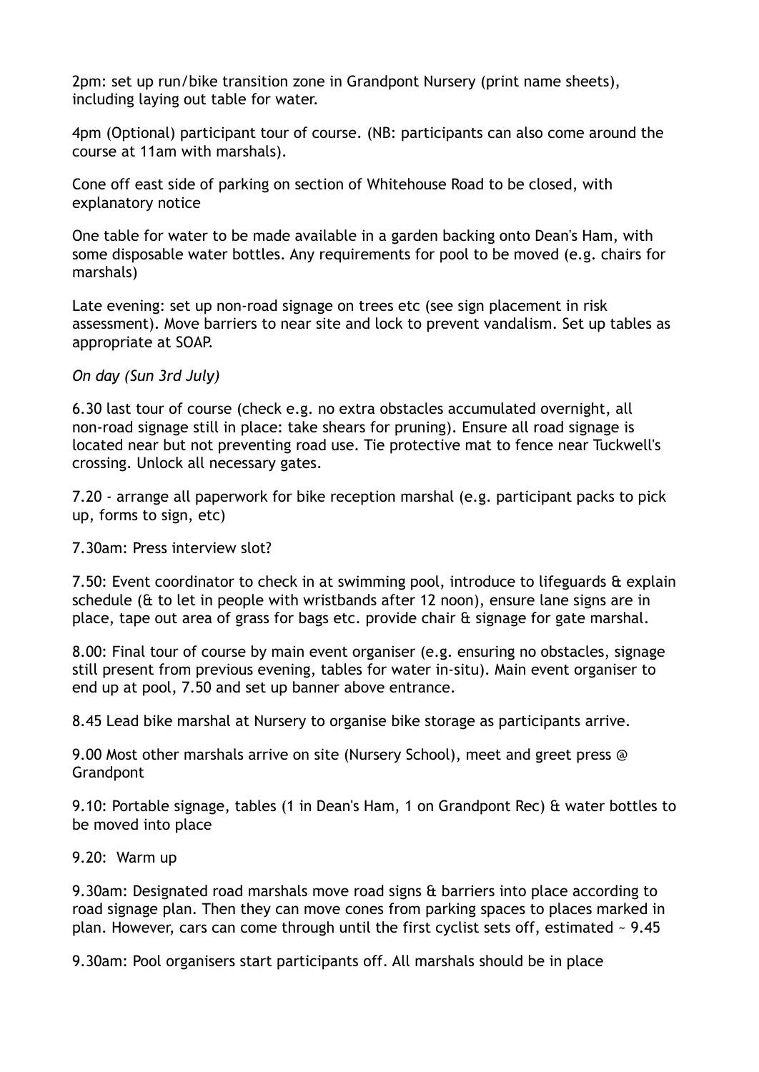2pm: set up run/bike transition zone in Grandpont Nursery (print name sheets), including laying out table for water.

4pm (Optional) participant tour of course. (NB: participants can also come around the course at 11am with marshals).

Cone off east side of parking on section of Whitehouse Road to be closed, with explanatory notice

One table for water to be made available in a garden backing onto Dean's Ham, with some disposable water bottles. Any requirements for pool to be moved (e.g. chairs for marshals)

Late evening: set up non-road signage on trees etc (see sign placement in risk assessment). Move barriers to near site and lock to prevent vandalism. Set up tables as appropriate at SOAP.

*On day (Sun 3rd July)*

6.30 last tour of course (check e.g. no extra obstacles accumulated overnight, all non-road signage still in place: take shears for pruning). Ensure all road signage is located near but not preventing road use. Tie protective mat to fence near Tuckwell's crossing. Unlock all necessary gates.

7.20 - arrange all paperwork for bike reception marshal (e.g. participant packs to pick up, forms to sign, etc)

7.30am: Press interview slot?

7.50: Event coordinator to check in at swimming pool, introduce to lifeguards & explain schedule (& to let in people with wristbands after 12 noon), ensure lane signs are in place, tape out area of grass for bags etc. provide chair & signage for gate marshal.

8.00: Final tour of course by main event organiser (e.g. ensuring no obstacles, signage still present from previous evening, tables for water in-situ). Main event organiser to end up at pool, 7.50 and set up banner above entrance.

8.45 Lead bike marshal at Nursery to organise bike storage as participants arrive.

9.00 Most other marshals arrive on site (Nursery School), meet and greet press @ Grandpont

9.10: Portable signage, tables (1 in Dean's Ham, 1 on Grandpont Rec) & water bottles to be moved into place

9.20: Warm up

9.30am: Designated road marshals move road signs & barriers into place according to road signage plan. Then they can move cones from parking spaces to places marked in plan. However, cars can come through until the first cyclist sets off, estimated ~ 9.45

9.30am: Pool organisers start participants off. All marshals should be in place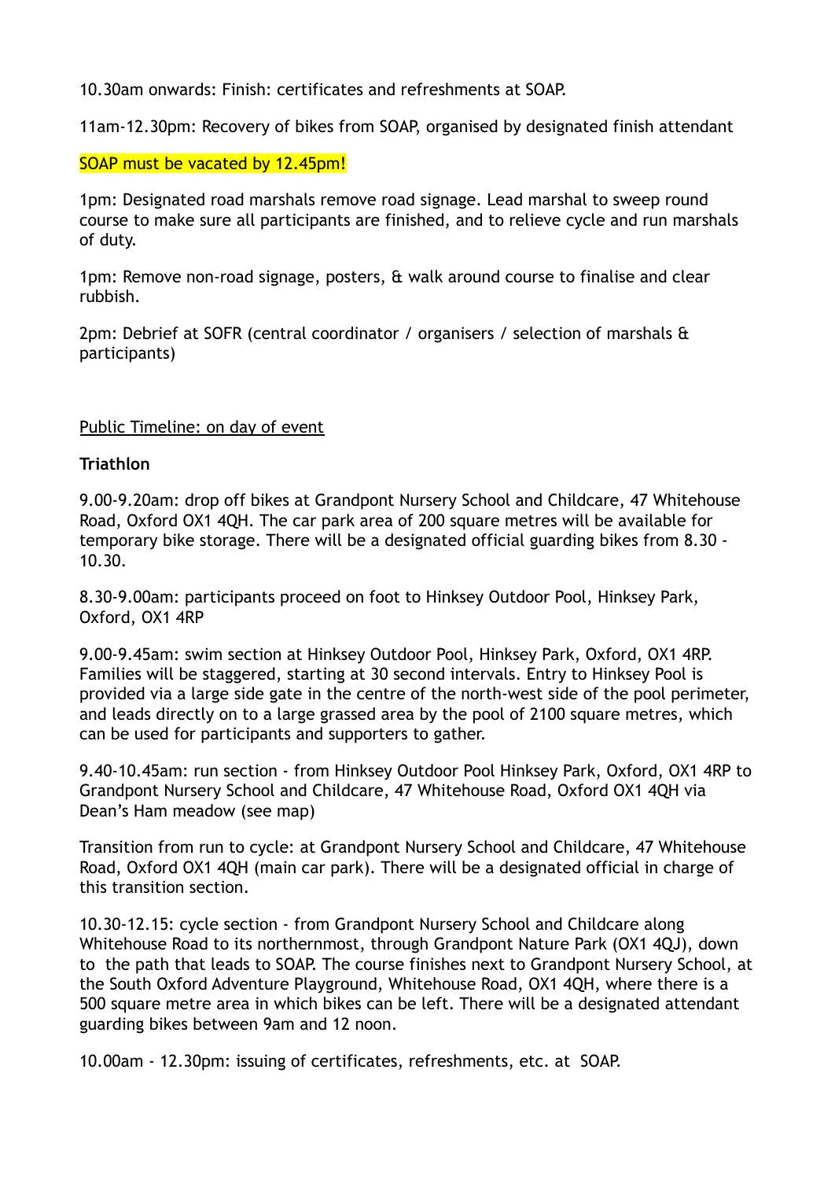10.30am onwards: Finish: certificates and refreshments at SOAP.

11am-12.30pm: Recovery of bikes from SOAP, organised by designated finish attendant

SOAP must be vacated by 12.45pm!

1pm: Designated road marshals remove road signage. Lead marshal to sweep round course to make sure all participants are finished, and to relieve cycle and run marshals of duty.

1pm: Remove non-road signage, posters, & walk around course to finalise and clear rubbish.

2pm: Debrief at SOFR (central coordinator / organisers / selection of marshals & participants)

<u>Public Timeline: on day of event</u>

**Triathlon**

9.00-9.20am: drop off bikes at Grandpont Nursery School and Childcare, 47 Whitehouse Road, Oxford OX1 4QH. The car park area of 200 square metres will be available for temporary bike storage. There will be a designated official guarding bikes from 8.30 - 10.30.

8.30-9.00am: participants proceed on foot to Hinksey Outdoor Pool, Hinksey Park, Oxford, OX1 4RP

9.00-9.45am: swim section at Hinksey Outdoor Pool, Hinksey Park, Oxford, OX1 4RP. Families will be staggered, starting at 30 second intervals. Entry to Hinksey Pool is provided via a large side gate in the centre of the north-west side of the pool perimeter, and leads directly on to a large grassed area by the pool of 2100 square metres, which can be used for participants and supporters to gather.

9.40-10.45am: run section - from Hinksey Outdoor Pool Hinksey Park, Oxford, OX1 4RP to Grandpont Nursery School and Childcare, 47 Whitehouse Road, Oxford OX1 4QH via Dean's Ham meadow (see map)

Transition from run to cycle: at Grandpont Nursery School and Childcare, 47 Whitehouse Road, Oxford OX1 4QH (main car park). There will be a designated official in charge of this transition section.

10.30-12.15: cycle section - from Grandpont Nursery School and Childcare along Whitehouse Road to its northernmost, through Grandpont Nature Park (OX1 4QJ), down to the path that leads to SOAP. The course finishes next to Grandpont Nursery School, at the South Oxford Adventure Playground, Whitehouse Road, OX1 4QH, where there is a 500 square metre area in which bikes can be left. There will be a designated attendant guarding bikes between 9am and 12 noon.

10.00am - 12.30pm: issuing of certificates, refreshments, etc. at SOAP.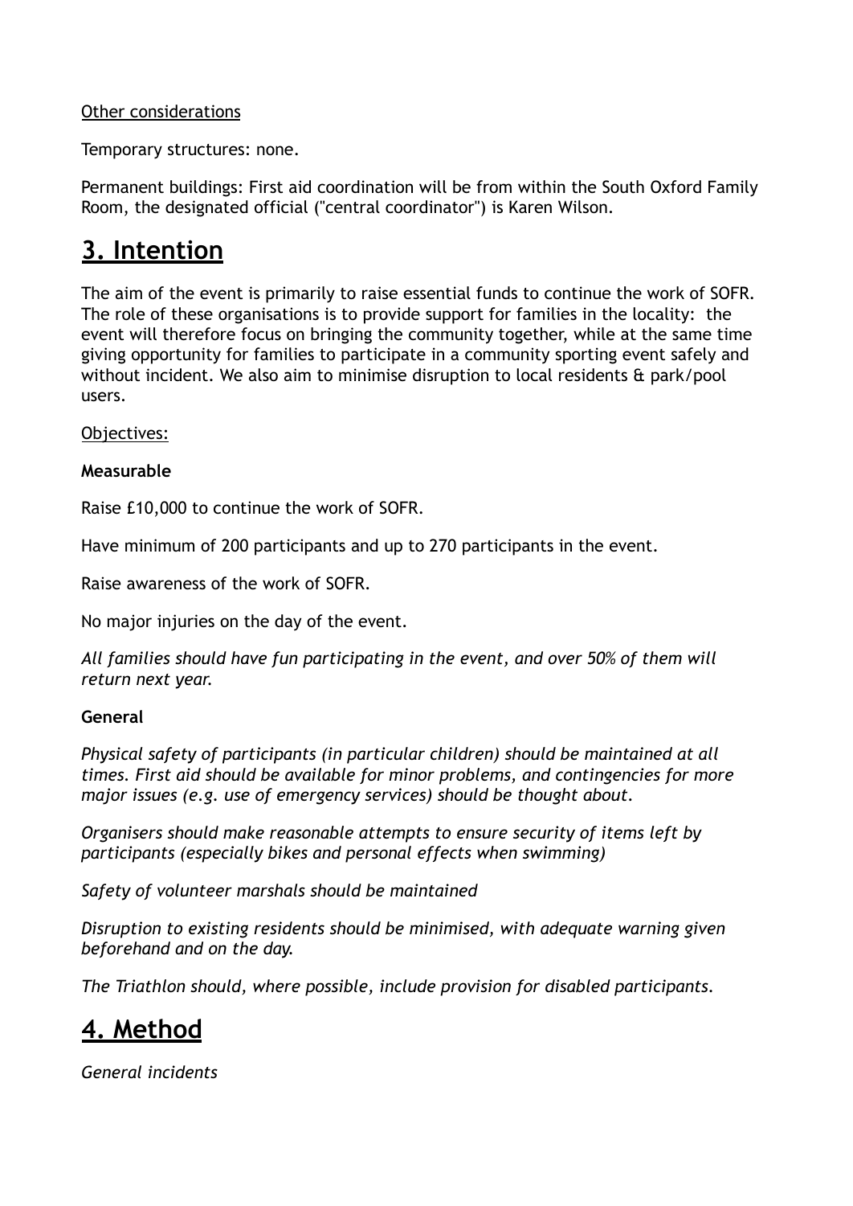<u>Other considerations</u>

Temporary structures: none.

Permanent buildings: First aid coordination will be from within the South Oxford Family Room, the designated official ("central coordinator") is Karen Wilson.

# 3. Intention

The aim of the event is primarily to raise essential funds to continue the work of SOFR. The role of these organisations is to provide support for families in the locality: the event will therefore focus on bringing the community together, while at the same time giving opportunity for families to participate in a community sporting event safely and without incident. We also aim to minimise disruption to local residents & park/pool users.

<u>Objectives:</u>

**Measurable**

Raise £10,000 to continue the work of SOFR.

Have minimum of 200 participants and up to 270 participants in the event.

Raise awareness of the work of SOFR.

No major injuries on the day of the event.

*All families should have fun participating in the event, and over 50% of them will return next year.*

**General**

*Physical safety of participants (in particular children) should be maintained at all times. First aid should be available for minor problems, and contingencies for more major issues (e.g. use of emergency services) should be thought about.*

*Organisers should make reasonable attempts to ensure security of items left by participants (especially bikes and personal effects when swimming)*

*Safety of volunteer marshals should be maintained*

*Disruption to existing residents should be minimised, with adequate warning given beforehand and on the day.*

*The Triathlon should, where possible, include provision for disabled participants.*

# 4. Method

*General incidents*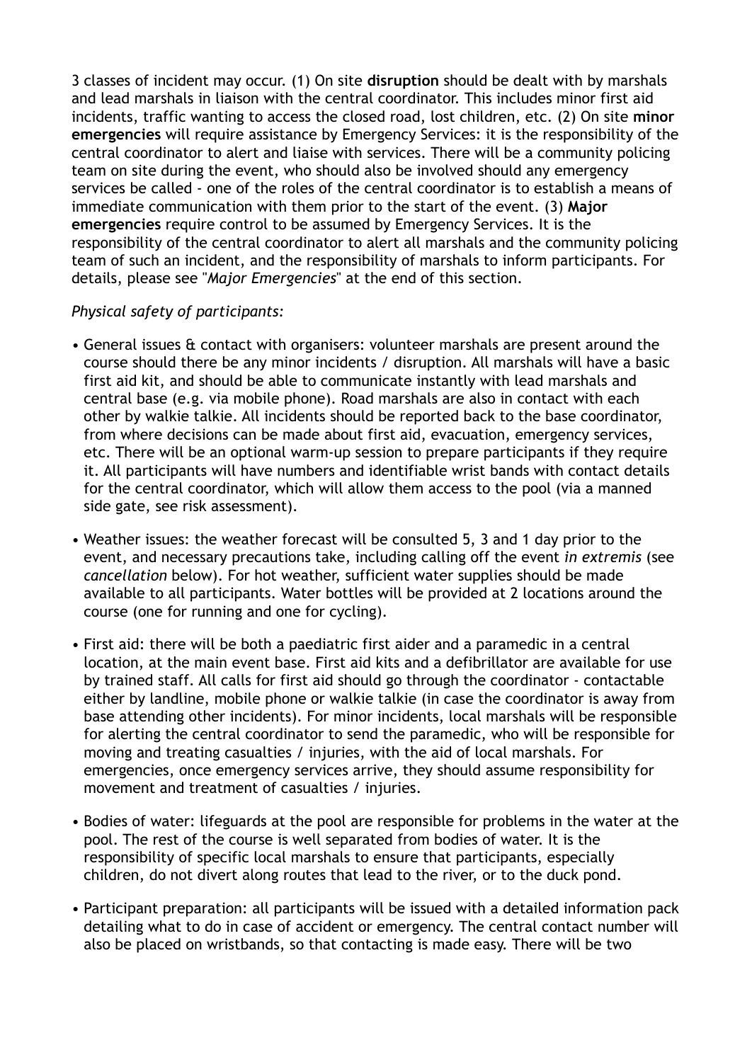3 classes of incident may occur. (1) On site **disruption** should be dealt with by marshals and lead marshals in liaison with the central coordinator. This includes minor first aid incidents, traffic wanting to access the closed road, lost children, etc. (2) On site **minor emergencies** will require assistance by Emergency Services: it is the responsibility of the central coordinator to alert and liaise with services. There will be a community policing team on site during the event, who should also be involved should any emergency services be called - one of the roles of the central coordinator is to establish a means of immediate communication with them prior to the start of the event. (3) **Major emergencies** require control to be assumed by Emergency Services. It is the responsibility of the central coordinator to alert all marshals and the community policing team of such an incident, and the responsibility of marshals to inform participants. For details, please see "*Major Emergencies*" at the end of this section.

*Physical safety of participants:*

- General issues & contact with organisers: volunteer marshals are present around the course should there be any minor incidents / disruption. All marshals will have a basic first aid kit, and should be able to communicate instantly with lead marshals and central base (e.g. via mobile phone). Road marshals are also in contact with each other by walkie talkie. All incidents should be reported back to the base coordinator, from where decisions can be made about first aid, evacuation, emergency services, etc. There will be an optional warm-up session to prepare participants if they require it. All participants will have numbers and identifiable wrist bands with contact details for the central coordinator, which will allow them access to the pool (via a manned side gate, see risk assessment).
- Weather issues: the weather forecast will be consulted 5, 3 and 1 day prior to the event, and necessary precautions take, including calling off the event *in extremis* (see *cancellation* below). For hot weather, sufficient water supplies should be made available to all participants. Water bottles will be provided at 2 locations around the course (one for running and one for cycling).
- First aid: there will be both a paediatric first aider and a paramedic in a central location, at the main event base. First aid kits and a defibrillator are available for use by trained staff. All calls for first aid should go through the coordinator - contactable either by landline, mobile phone or walkie talkie (in case the coordinator is away from base attending other incidents). For minor incidents, local marshals will be responsible for alerting the central coordinator to send the paramedic, who will be responsible for moving and treating casualties / injuries, with the aid of local marshals. For emergencies, once emergency services arrive, they should assume responsibility for movement and treatment of casualties / injuries.
- Bodies of water: lifeguards at the pool are responsible for problems in the water at the pool. The rest of the course is well separated from bodies of water. It is the responsibility of specific local marshals to ensure that participants, especially children, do not divert along routes that lead to the river, or to the duck pond.
- Participant preparation: all participants will be issued with a detailed information pack detailing what to do in case of accident or emergency. The central contact number will also be placed on wristbands, so that contacting is made easy. There will be two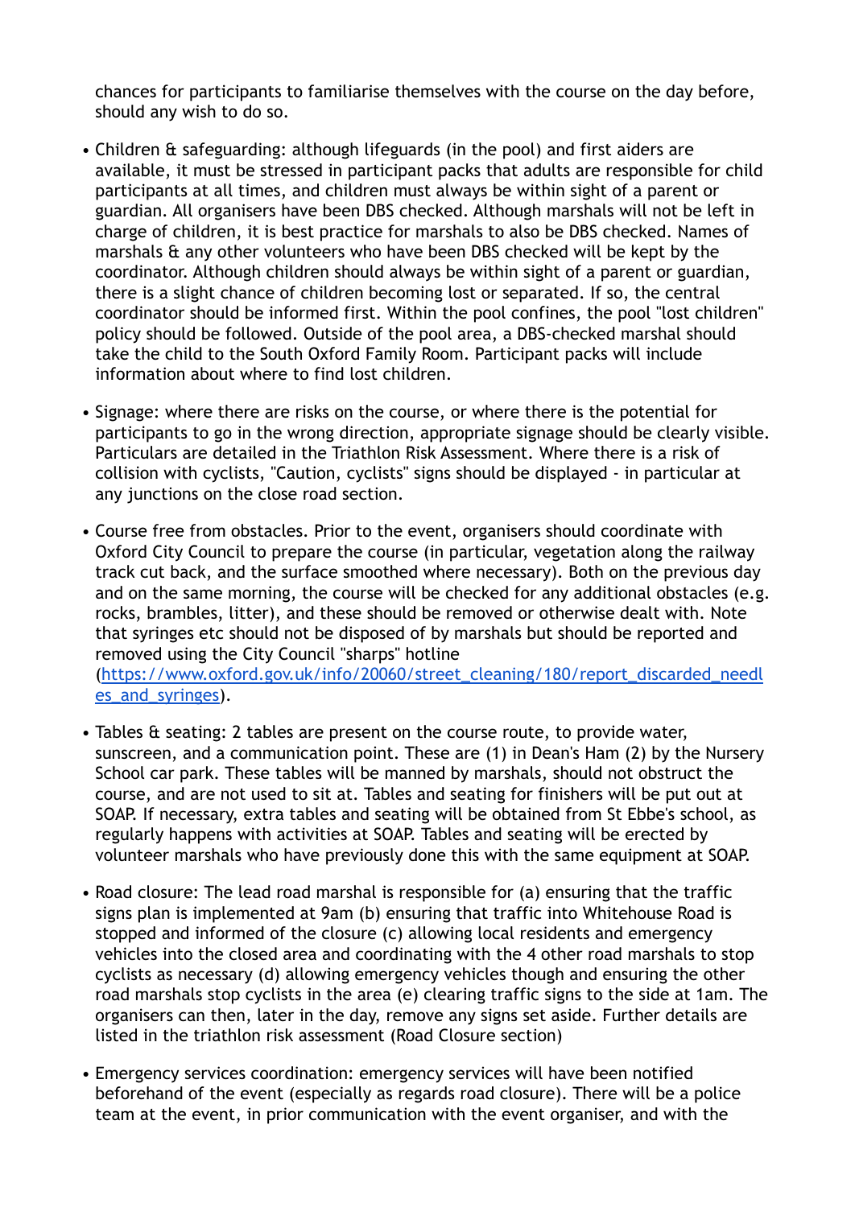chances for participants to familiarise themselves with the course on the day before, should any wish to do so.

- Children & safeguarding: although lifeguards (in the pool) and first aiders are available, it must be stressed in participant packs that adults are responsible for child participants at all times, and children must always be within sight of a parent or guardian. All organisers have been DBS checked. Although marshals will not be left in charge of children, it is best practice for marshals to also be DBS checked. Names of marshals & any other volunteers who have been DBS checked will be kept by the coordinator. Although children should always be within sight of a parent or guardian, there is a slight chance of children becoming lost or separated. If so, the central coordinator should be informed first. Within the pool confines, the pool "lost children" policy should be followed. Outside of the pool area, a DBS-checked marshal should take the child to the South Oxford Family Room. Participant packs will include information about where to find lost children.

- Signage: where there are risks on the course, or where there is the potential for participants to go in the wrong direction, appropriate signage should be clearly visible. Particulars are detailed in the Triathlon Risk Assessment. Where there is a risk of collision with cyclists, "Caution, cyclists" signs should be displayed - in particular at any junctions on the close road section.

- Course free from obstacles. Prior to the event, organisers should coordinate with Oxford City Council to prepare the course (in particular, vegetation along the railway track cut back, and the surface smoothed where necessary). Both on the previous day and on the same morning, the course will be checked for any additional obstacles (e.g. rocks, brambles, litter), and these should be removed or otherwise dealt with. Note that syringes etc should not be disposed of by marshals but should be reported and removed using the City Council "sharps" hotline ([https://www.oxford.gov.uk/info/20060/street_cleaning/180/report_discarded_needles_and_syringes](https://www.oxford.gov.uk/info/20060/street_cleaning/180/report_discarded_needles_and_syringes)).

- Tables & seating: 2 tables are present on the course route, to provide water, sunscreen, and a communication point. These are (1) in Dean's Ham (2) by the Nursery School car park. These tables will be manned by marshals, should not obstruct the course, and are not used to sit at. Tables and seating for finishers will be put out at SOAP. If necessary, extra tables and seating will be obtained from St Ebbe's school, as regularly happens with activities at SOAP. Tables and seating will be erected by volunteer marshals who have previously done this with the same equipment at SOAP.

- Road closure: The lead road marshal is responsible for (a) ensuring that the traffic signs plan is implemented at 9am (b) ensuring that traffic into Whitehouse Road is stopped and informed of the closure (c) allowing local residents and emergency vehicles into the closed area and coordinating with the 4 other road marshals to stop cyclists as necessary (d) allowing emergency vehicles though and ensuring the other road marshals stop cyclists in the area (e) clearing traffic signs to the side at 1am. The organisers can then, later in the day, remove any signs set aside. Further details are listed in the triathlon risk assessment (Road Closure section)

- Emergency services coordination: emergency services will have been notified beforehand of the event (especially as regards road closure). There will be a police team at the event, in prior communication with the event organiser, and with the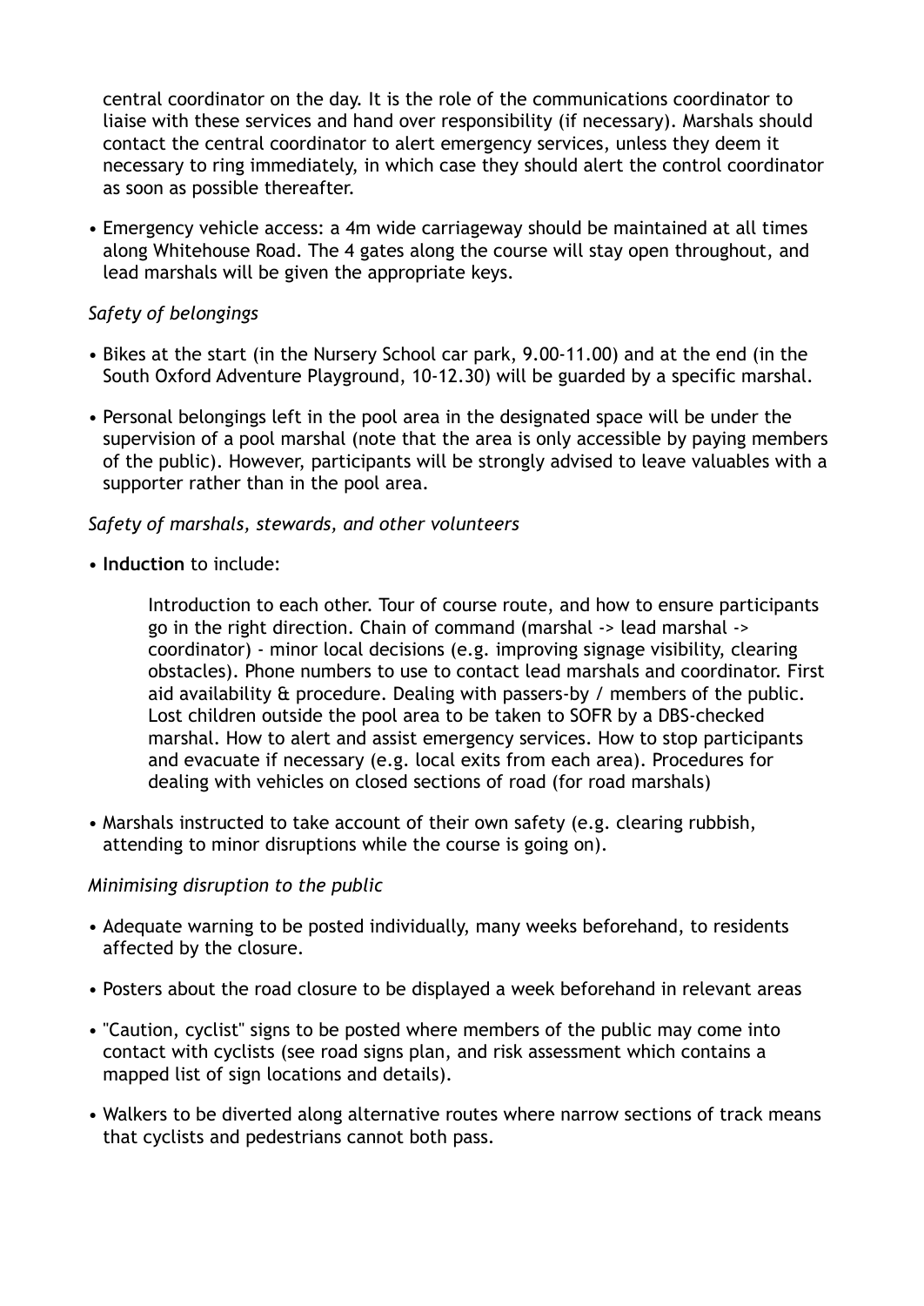central coordinator on the day. It is the role of the communications coordinator to liaise with these services and hand over responsibility (if necessary). Marshals should contact the central coordinator to alert emergency services, unless they deem it necessary to ring immediately, in which case they should alert the control coordinator as soon as possible thereafter.

- Emergency vehicle access: a 4m wide carriageway should be maintained at all times along Whitehouse Road. The 4 gates along the course will stay open throughout, and lead marshals will be given the appropriate keys.

*Safety of belongings*

- Bikes at the start (in the Nursery School car park, 9.00-11.00) and at the end (in the South Oxford Adventure Playground, 10-12.30) will be guarded by a specific marshal.
- Personal belongings left in the pool area in the designated space will be under the supervision of a pool marshal (note that the area is only accessible by paying members of the public). However, participants will be strongly advised to leave valuables with a supporter rather than in the pool area.

*Safety of marshals, stewards, and other volunteers*

- **Induction** to include:

  Introduction to each other. Tour of course route, and how to ensure participants go in the right direction. Chain of command (marshal -> lead marshal -> coordinator) - minor local decisions (e.g. improving signage visibility, clearing obstacles). Phone numbers to use to contact lead marshals and coordinator. First aid availability & procedure. Dealing with passers-by / members of the public. Lost children outside the pool area to be taken to SOFR by a DBS-checked marshal. How to alert and assist emergency services. How to stop participants and evacuate if necessary (e.g. local exits from each area). Procedures for dealing with vehicles on closed sections of road (for road marshals)

- Marshals instructed to take account of their own safety (e.g. clearing rubbish, attending to minor disruptions while the course is going on).

*Minimising disruption to the public*

- Adequate warning to be posted individually, many weeks beforehand, to residents affected by the closure.
- Posters about the road closure to be displayed a week beforehand in relevant areas
- "Caution, cyclist" signs to be posted where members of the public may come into contact with cyclists (see road signs plan, and risk assessment which contains a mapped list of sign locations and details).
- Walkers to be diverted along alternative routes where narrow sections of track means that cyclists and pedestrians cannot both pass.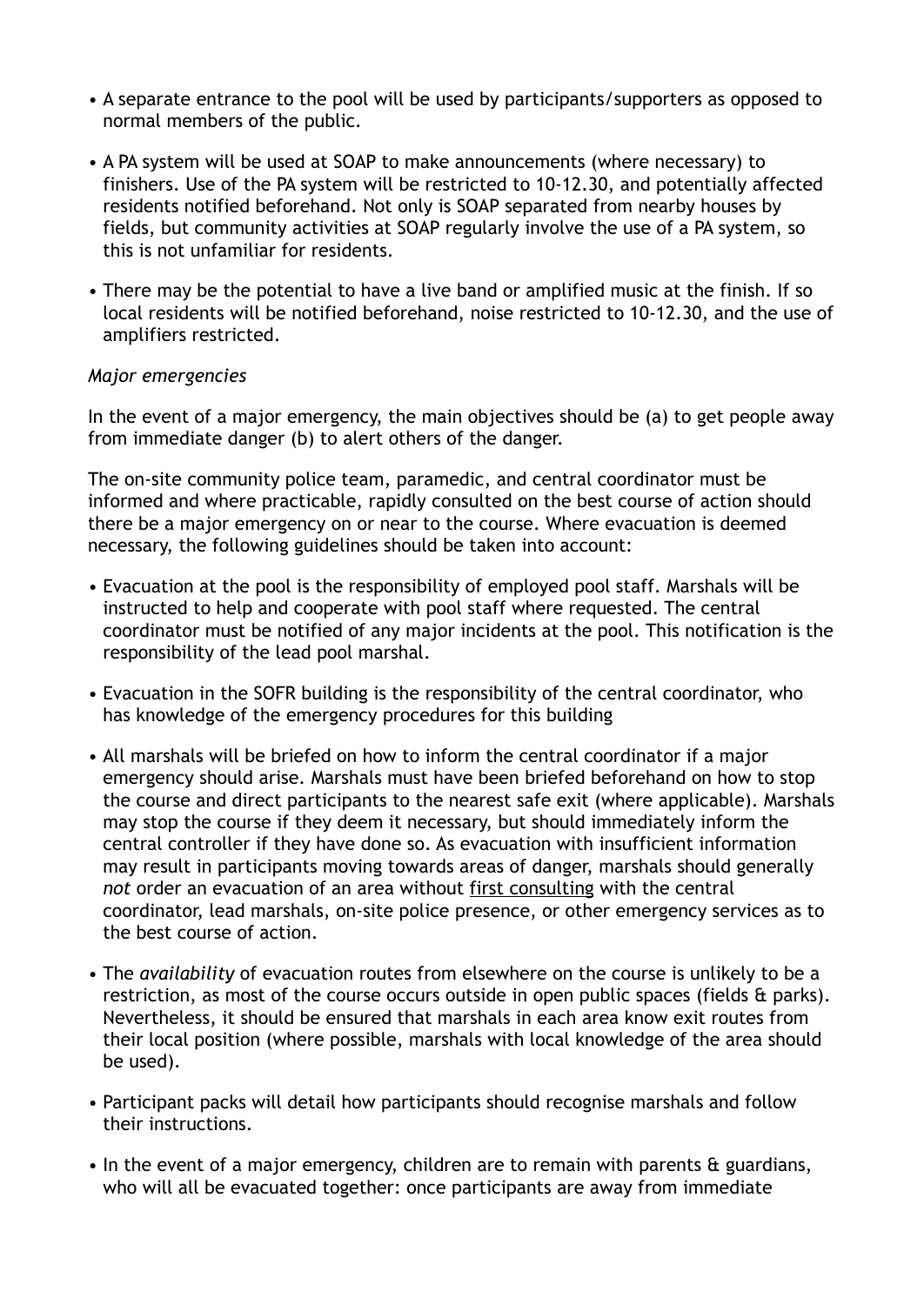- A separate entrance to the pool will be used by participants/supporters as opposed to normal members of the public.
- A PA system will be used at SOAP to make announcements (where necessary) to finishers. Use of the PA system will be restricted to 10-12.30, and potentially affected residents notified beforehand. Not only is SOAP separated from nearby houses by fields, but community activities at SOAP regularly involve the use of a PA system, so this is not unfamiliar for residents.
- There may be the potential to have a live band or amplified music at the finish. If so local residents will be notified beforehand, noise restricted to 10-12.30, and the use of amplifiers restricted.

*Major emergencies*

In the event of a major emergency, the main objectives should be (a) to get people away from immediate danger (b) to alert others of the danger.

The on-site community police team, paramedic, and central coordinator must be informed and where practicable, rapidly consulted on the best course of action should there be a major emergency on or near to the course. Where evacuation is deemed necessary, the following guidelines should be taken into account:

- Evacuation at the pool is the responsibility of employed pool staff. Marshals will be instructed to help and cooperate with pool staff where requested. The central coordinator must be notified of any major incidents at the pool. This notification is the responsibility of the lead pool marshal.
- Evacuation in the SOFR building is the responsibility of the central coordinator, who has knowledge of the emergency procedures for this building
- All marshals will be briefed on how to inform the central coordinator if a major emergency should arise. Marshals must have been briefed beforehand on how to stop the course and direct participants to the nearest safe exit (where applicable). Marshals may stop the course if they deem it necessary, but should immediately inform the central controller if they have done so. As evacuation with insufficient information may result in participants moving towards areas of danger, marshals should generally *not* order an evacuation of an area without <u>first consulting</u> with the central coordinator, lead marshals, on-site police presence, or other emergency services as to the best course of action.
- The *availability* of evacuation routes from elsewhere on the course is unlikely to be a restriction, as most of the course occurs outside in open public spaces (fields & parks). Nevertheless, it should be ensured that marshals in each area know exit routes from their local position (where possible, marshals with local knowledge of the area should be used).
- Participant packs will detail how participants should recognise marshals and follow their instructions.
- In the event of a major emergency, children are to remain with parents & guardians, who will all be evacuated together: once participants are away from immediate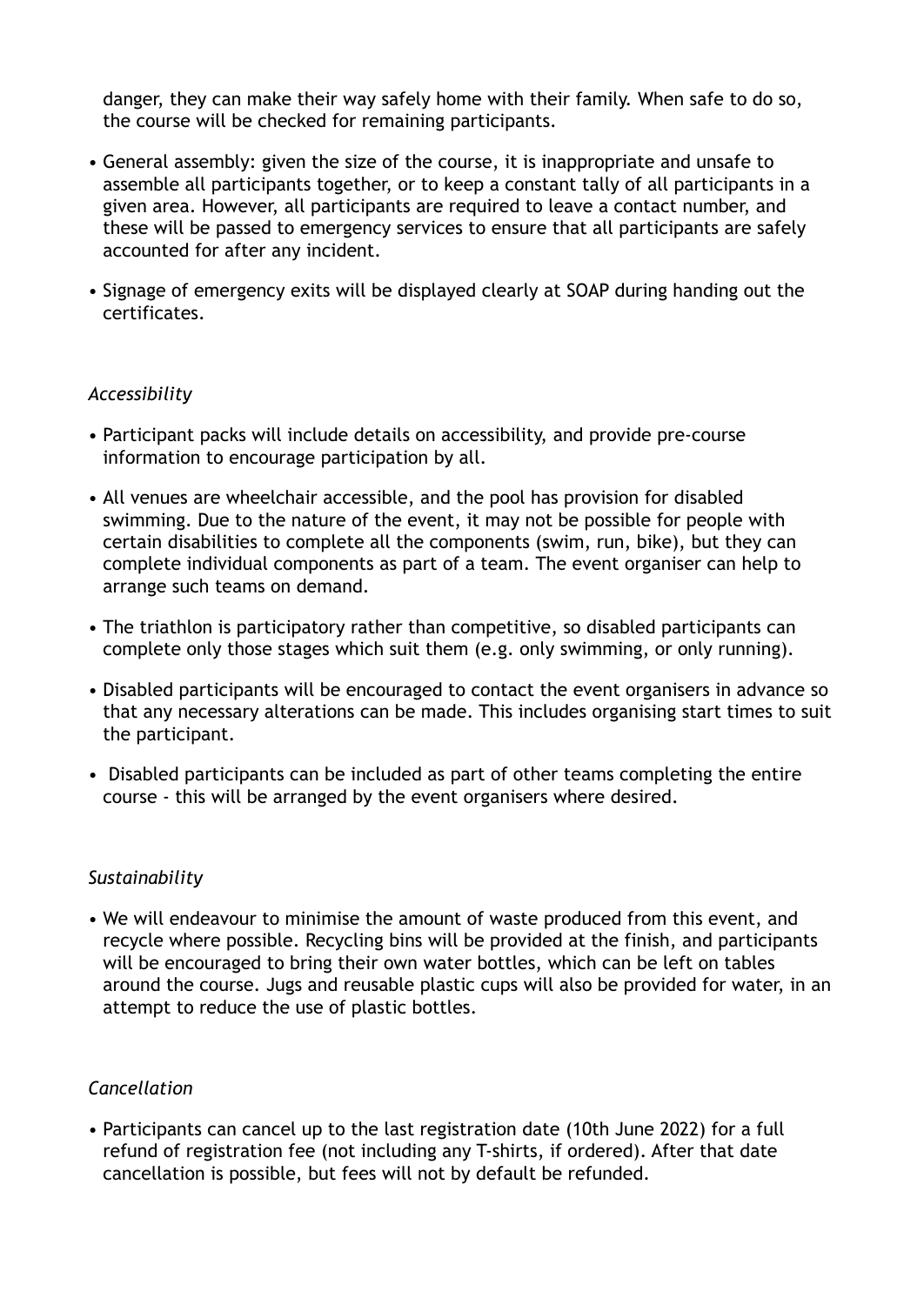danger, they can make their way safely home with their family. When safe to do so, the course will be checked for remaining participants.

- General assembly: given the size of the course, it is inappropriate and unsafe to assemble all participants together, or to keep a constant tally of all participants in a given area. However, all participants are required to leave a contact number, and these will be passed to emergency services to ensure that all participants are safely accounted for after any incident.
- Signage of emergency exits will be displayed clearly at SOAP during handing out the certificates.

*Accessibility*

- Participant packs will include details on accessibility, and provide pre-course information to encourage participation by all.
- All venues are wheelchair accessible, and the pool has provision for disabled swimming. Due to the nature of the event, it may not be possible for people with certain disabilities to complete all the components (swim, run, bike), but they can complete individual components as part of a team. The event organiser can help to arrange such teams on demand.
- The triathlon is participatory rather than competitive, so disabled participants can complete only those stages which suit them (e.g. only swimming, or only running).
- Disabled participants will be encouraged to contact the event organisers in advance so that any necessary alterations can be made. This includes organising start times to suit the participant.
- Disabled participants can be included as part of other teams completing the entire course - this will be arranged by the event organisers where desired.

*Sustainability*

- We will endeavour to minimise the amount of waste produced from this event, and recycle where possible. Recycling bins will be provided at the finish, and participants will be encouraged to bring their own water bottles, which can be left on tables around the course. Jugs and reusable plastic cups will also be provided for water, in an attempt to reduce the use of plastic bottles.

*Cancellation*

- Participants can cancel up to the last registration date (10th June 2022) for a full refund of registration fee (not including any T-shirts, if ordered). After that date cancellation is possible, but fees will not by default be refunded.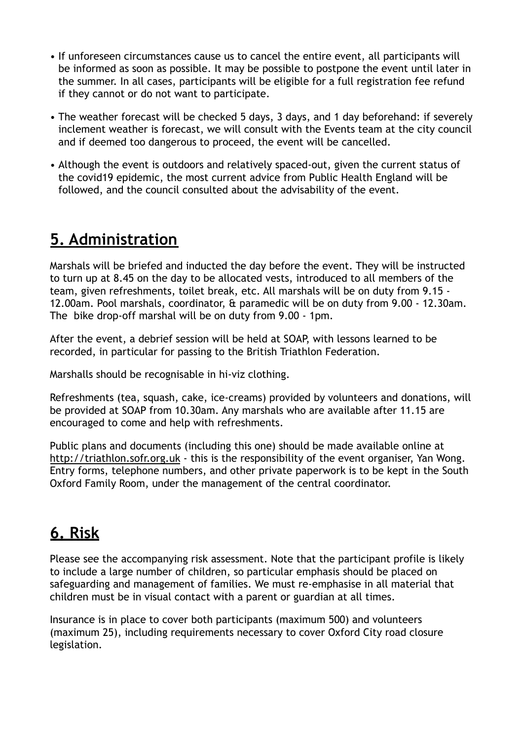- If unforeseen circumstances cause us to cancel the entire event, all participants will be informed as soon as possible. It may be possible to postpone the event until later in the summer. In all cases, participants will be eligible for a full registration fee refund if they cannot or do not want to participate.
- The weather forecast will be checked 5 days, 3 days, and 1 day beforehand: if severely inclement weather is forecast, we will consult with the Events team at the city council and if deemed too dangerous to proceed, the event will be cancelled.
- Although the event is outdoors and relatively spaced-out, given the current status of the covid19 epidemic, the most current advice from Public Health England will be followed, and the council consulted about the advisability of the event.

## 5. Administration

Marshals will be briefed and inducted the day before the event. They will be instructed to turn up at 8.45 on the day to be allocated vests, introduced to all members of the team, given refreshments, toilet break, etc. All marshals will be on duty from 9.15 - 12.00am. Pool marshals, coordinator, & paramedic will be on duty from 9.00 - 12.30am. The bike drop-off marshal will be on duty from 9.00 - 1pm.

After the event, a debrief session will be held at SOAP, with lessons learned to be recorded, in particular for passing to the British Triathlon Federation.

Marshalls should be recognisable in hi-viz clothing.

Refreshments (tea, squash, cake, ice-creams) provided by volunteers and donations, will be provided at SOAP from 10.30am. Any marshals who are available after 11.15 are encouraged to come and help with refreshments.

Public plans and documents (including this one) should be made available online at http://triathlon.sofr.org.uk - this is the responsibility of the event organiser, Yan Wong. Entry forms, telephone numbers, and other private paperwork is to be kept in the South Oxford Family Room, under the management of the central coordinator.

## 6. Risk

Please see the accompanying risk assessment. Note that the participant profile is likely to include a large number of children, so particular emphasis should be placed on safeguarding and management of families. We must re-emphasise in all material that children must be in visual contact with a parent or guardian at all times.

Insurance is in place to cover both participants (maximum 500) and volunteers (maximum 25), including requirements necessary to cover Oxford City road closure legislation.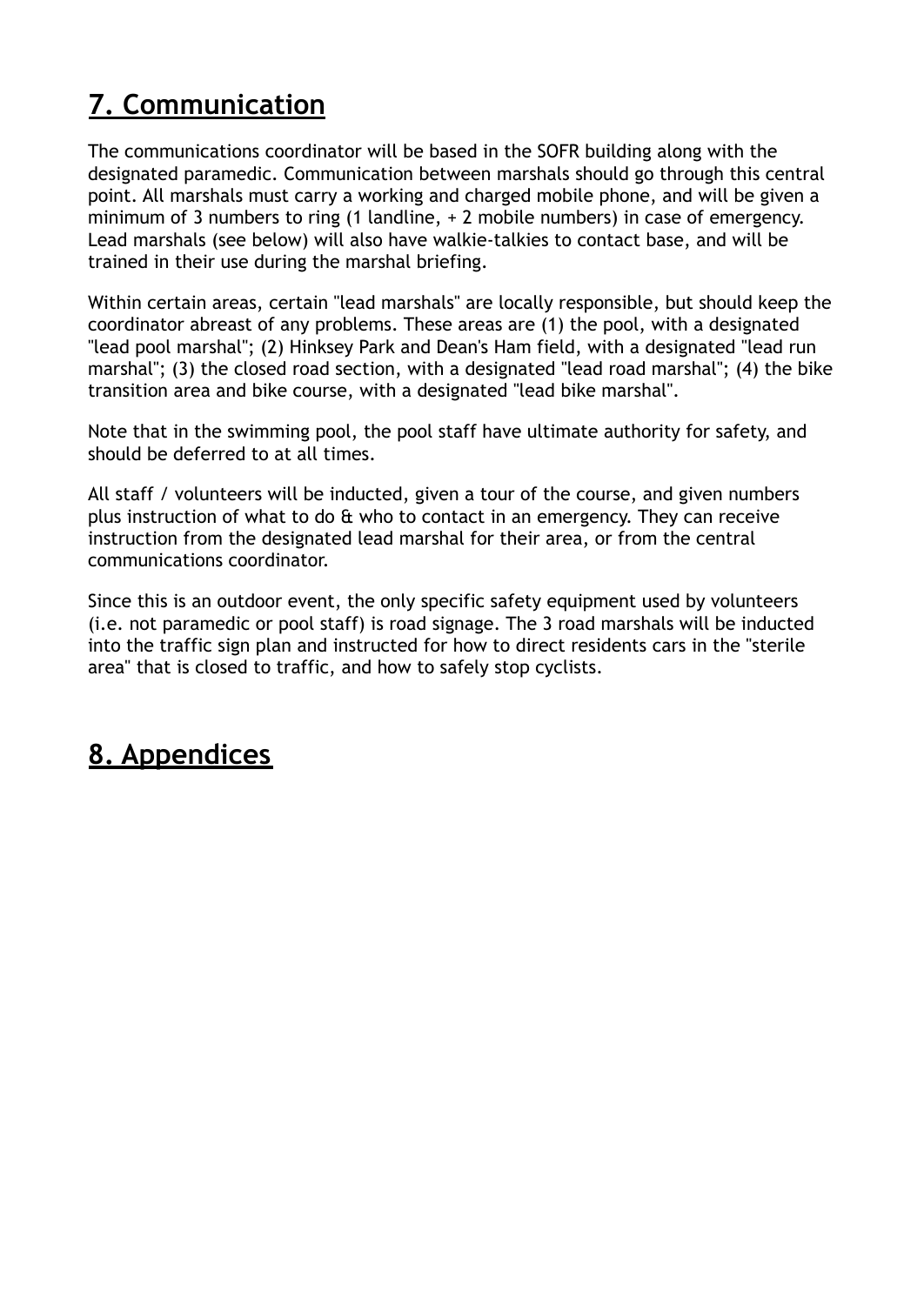## 7. Communication

The communications coordinator will be based in the SOFR building along with the designated paramedic. Communication between marshals should go through this central point. All marshals must carry a working and charged mobile phone, and will be given a minimum of 3 numbers to ring (1 landline, + 2 mobile numbers) in case of emergency. Lead marshals (see below) will also have walkie-talkies to contact base, and will be trained in their use during the marshal briefing.

Within certain areas, certain "lead marshals" are locally responsible, but should keep the coordinator abreast of any problems. These areas are (1) the pool, with a designated "lead pool marshal"; (2) Hinksey Park and Dean's Ham field, with a designated "lead run marshal"; (3) the closed road section, with a designated "lead road marshal"; (4) the bike transition area and bike course, with a designated "lead bike marshal".

Note that in the swimming pool, the pool staff have ultimate authority for safety, and should be deferred to at all times.

All staff / volunteers will be inducted, given a tour of the course, and given numbers plus instruction of what to do & who to contact in an emergency. They can receive instruction from the designated lead marshal for their area, or from the central communications coordinator.

Since this is an outdoor event, the only specific safety equipment used by volunteers (i.e. not paramedic or pool staff) is road signage. The 3 road marshals will be inducted into the traffic sign plan and instructed for how to direct residents cars in the "sterile area" that is closed to traffic, and how to safely stop cyclists.

## 8. Appendices